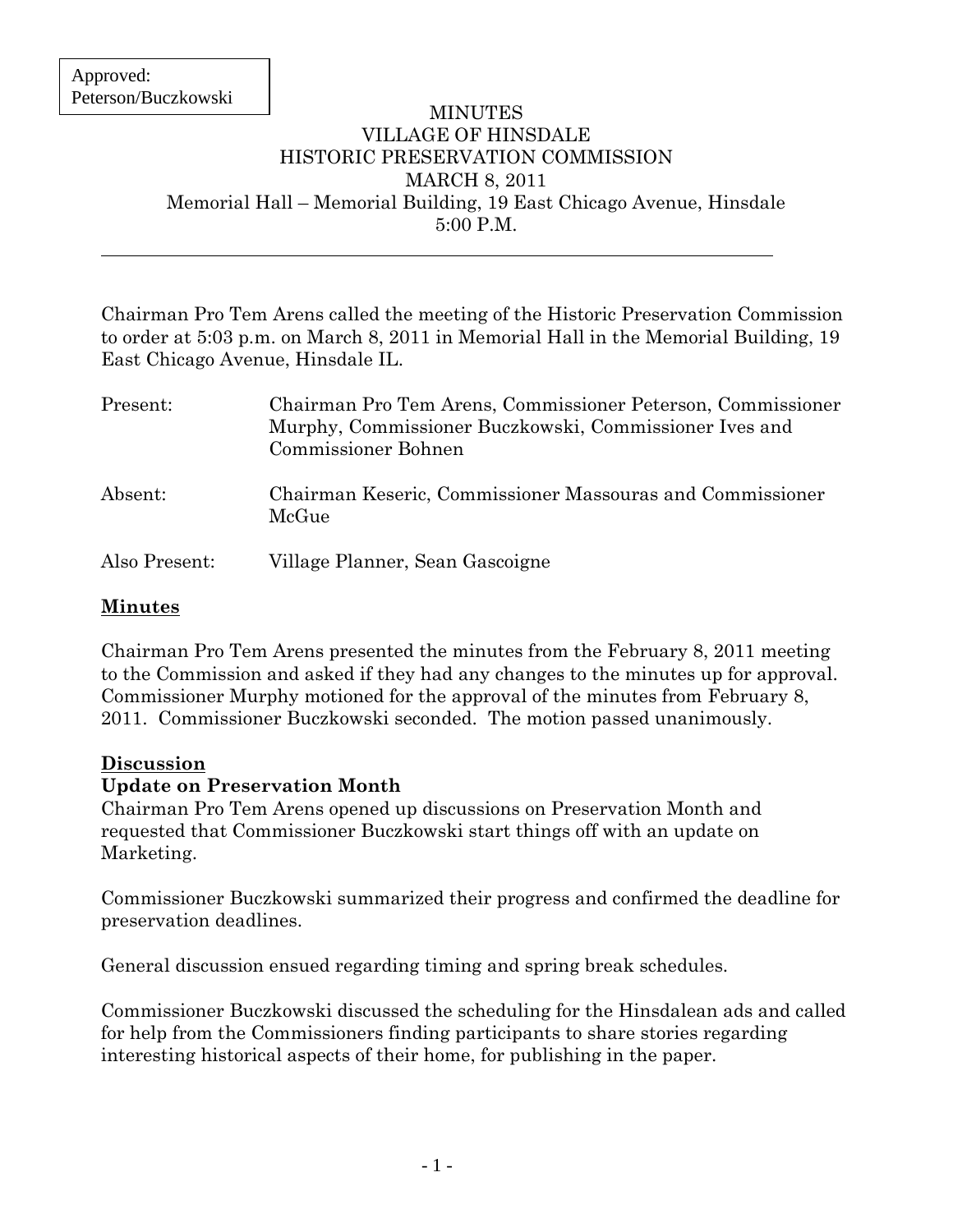Approved: Peterson/Buczkowski

# MINUTES
## VILLAGE OF HINSDALE
## HISTORIC PRESERVATION COMMISSION
## MARCH 8, 2011
Memorial Hall – Memorial Building, 19 East Chicago Avenue, Hinsdale
5:00 P.M.

---

Chairman Pro Tem Arens called the meeting of the Historic Preservation Commission to order at 5:03 p.m. on March 8, 2011 in Memorial Hall in the Memorial Building, 19 East Chicago Avenue, Hinsdale IL.

| | |
|---|---|
| Present: | Chairman Pro Tem Arens, Commissioner Peterson, Commissioner Murphy, Commissioner Buczkowski, Commissioner Ives and Commissioner Bohnen |
| Absent: | Chairman Keseric, Commissioner Massouras and Commissioner McGue |
| Also Present: | Village Planner, Sean Gascoigne |

**Minutes**

Chairman Pro Tem Arens presented the minutes from the February 8, 2011 meeting to the Commission and asked if they had any changes to the minutes up for approval. Commissioner Murphy motioned for the approval of the minutes from February 8, 2011. Commissioner Buczkowski seconded. The motion passed unanimously.

**Discussion**

**Update on Preservation Month**

Chairman Pro Tem Arens opened up discussions on Preservation Month and requested that Commissioner Buczkowski start things off with an update on Marketing.

Commissioner Buczkowski summarized their progress and confirmed the deadline for preservation deadlines.

General discussion ensued regarding timing and spring break schedules.

Commissioner Buczkowski discussed the scheduling for the Hinsdalean ads and called for help from the Commissioners finding participants to share stories regarding interesting historical aspects of their home, for publishing in the paper.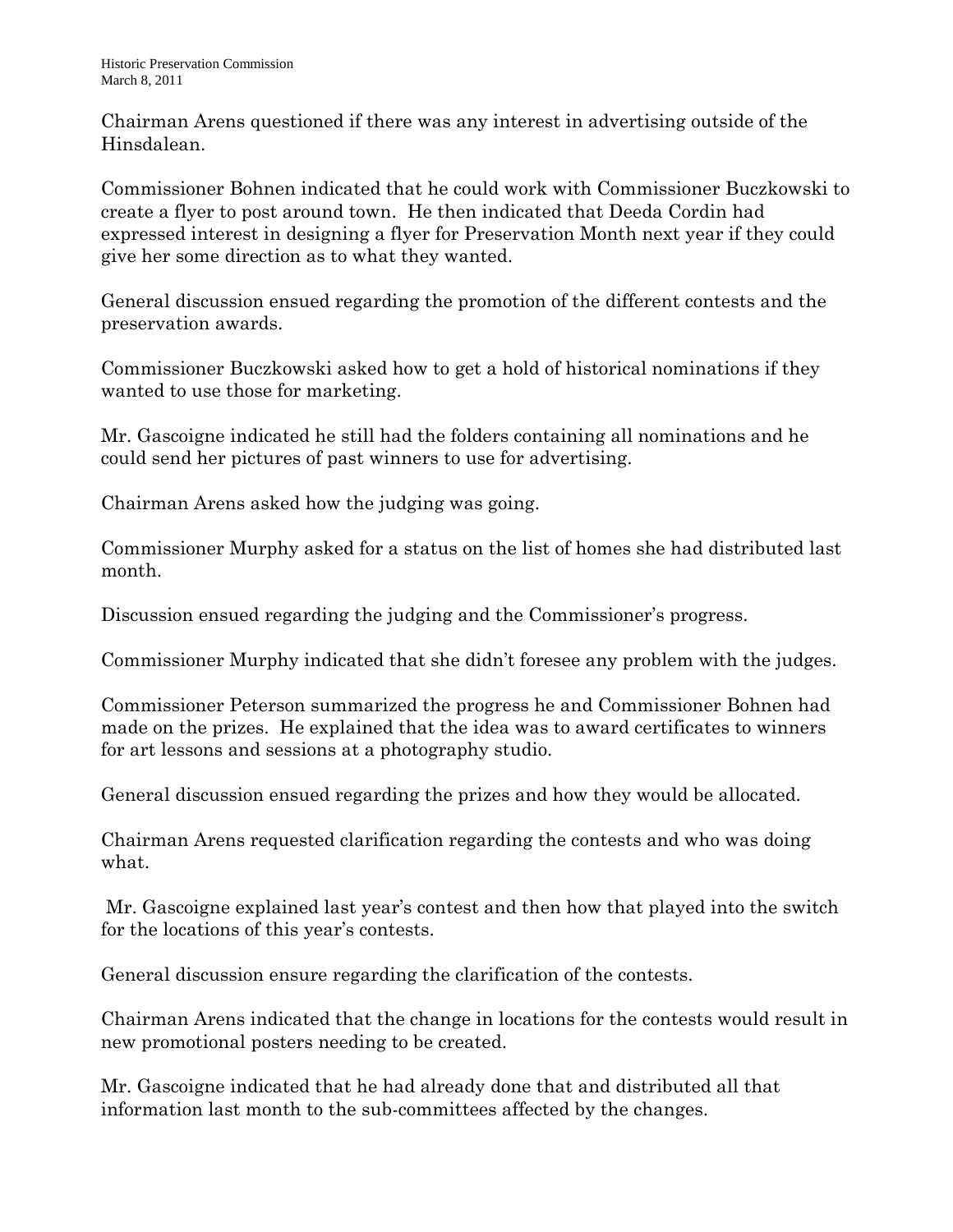Chairman Arens questioned if there was any interest in advertising outside of the Hinsdalean.

Commissioner Bohnen indicated that he could work with Commissioner Buczkowski to create a flyer to post around town. He then indicated that Deeda Cordin had expressed interest in designing a flyer for Preservation Month next year if they could give her some direction as to what they wanted.

General discussion ensued regarding the promotion of the different contests and the preservation awards.

Commissioner Buczkowski asked how to get a hold of historical nominations if they wanted to use those for marketing.

Mr. Gascoigne indicated he still had the folders containing all nominations and he could send her pictures of past winners to use for advertising.

Chairman Arens asked how the judging was going.

Commissioner Murphy asked for a status on the list of homes she had distributed last month.

Discussion ensued regarding the judging and the Commissioner's progress.

Commissioner Murphy indicated that she didn't foresee any problem with the judges.

Commissioner Peterson summarized the progress he and Commissioner Bohnen had made on the prizes. He explained that the idea was to award certificates to winners for art lessons and sessions at a photography studio.

General discussion ensued regarding the prizes and how they would be allocated.

Chairman Arens requested clarification regarding the contests and who was doing what.

Mr. Gascoigne explained last year's contest and then how that played into the switch for the locations of this year's contests.

General discussion ensure regarding the clarification of the contests.

Chairman Arens indicated that the change in locations for the contests would result in new promotional posters needing to be created.

Mr. Gascoigne indicated that he had already done that and distributed all that information last month to the sub-committees affected by the changes.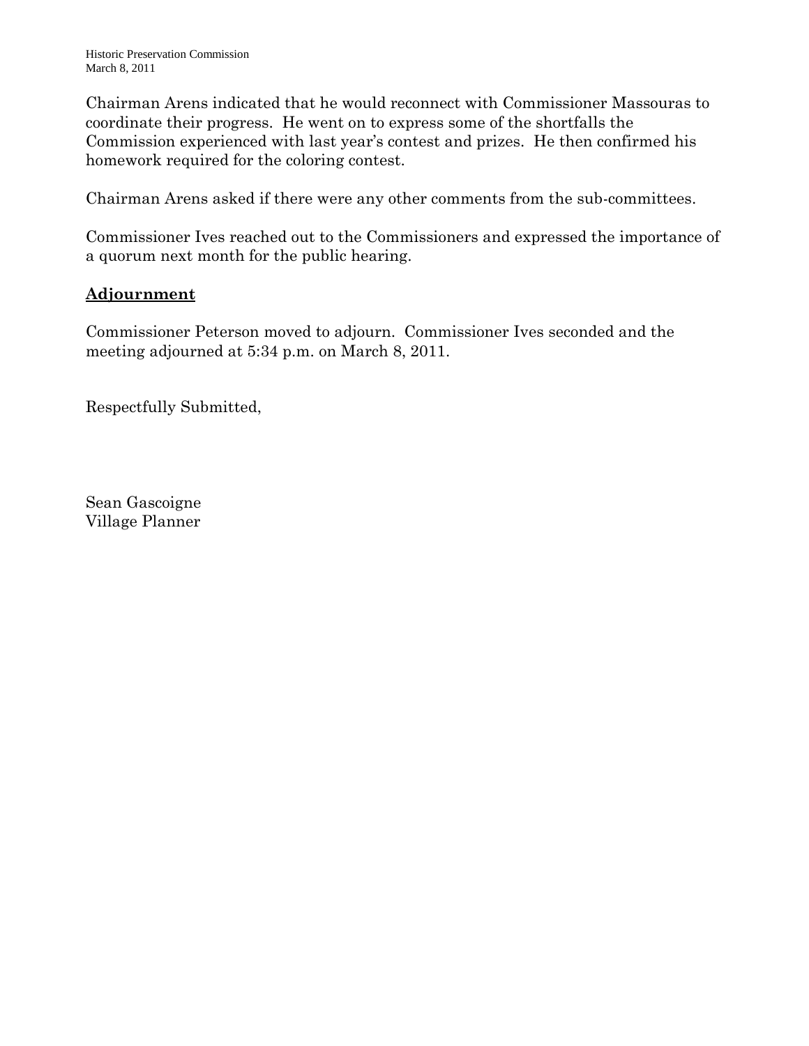Chairman Arens indicated that he would reconnect with Commissioner Massouras to coordinate their progress. He went on to express some of the shortfalls the Commission experienced with last year's contest and prizes. He then confirmed his homework required for the coloring contest.

Chairman Arens asked if there were any other comments from the sub-committees.

Commissioner Ives reached out to the Commissioners and expressed the importance of a quorum next month for the public hearing.

## Adjournment

Commissioner Peterson moved to adjourn. Commissioner Ives seconded and the meeting adjourned at 5:34 p.m. on March 8, 2011.

Respectfully Submitted,

Sean Gascoigne
Village Planner